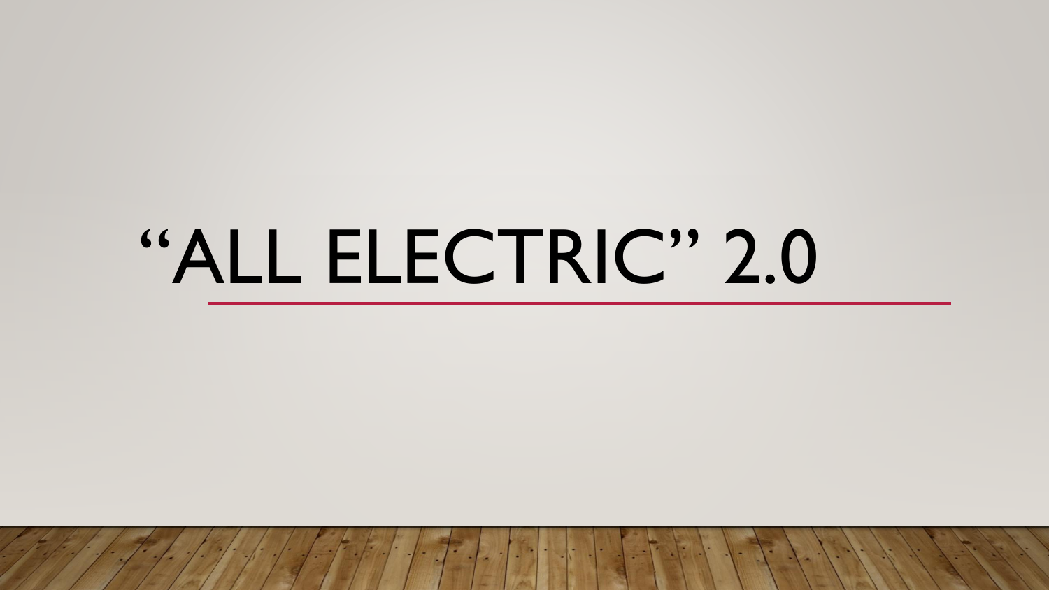# “ALL ELECTRIC” 2.0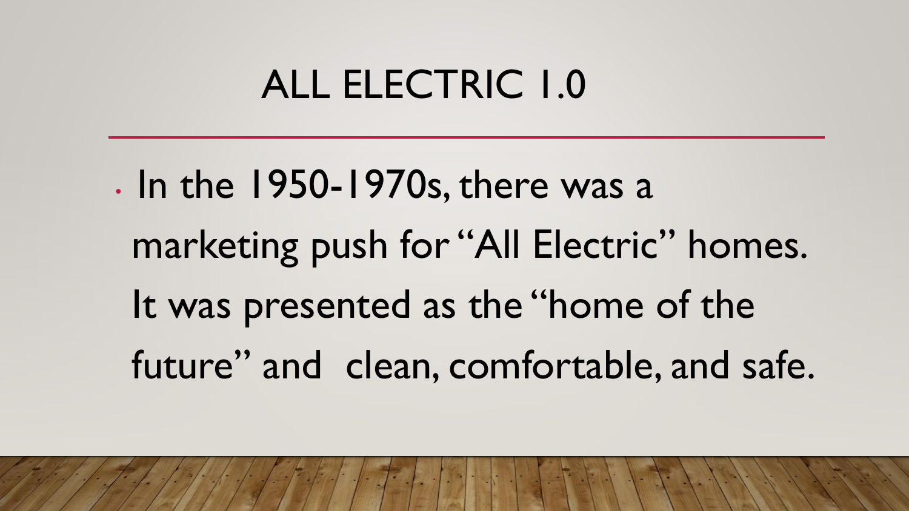# ALL ELECTRIC 1.0

- In the 1950-1970s, there was a marketing push for "All Electric" homes. It was presented as the "home of the future" and clean, comfortable, and safe.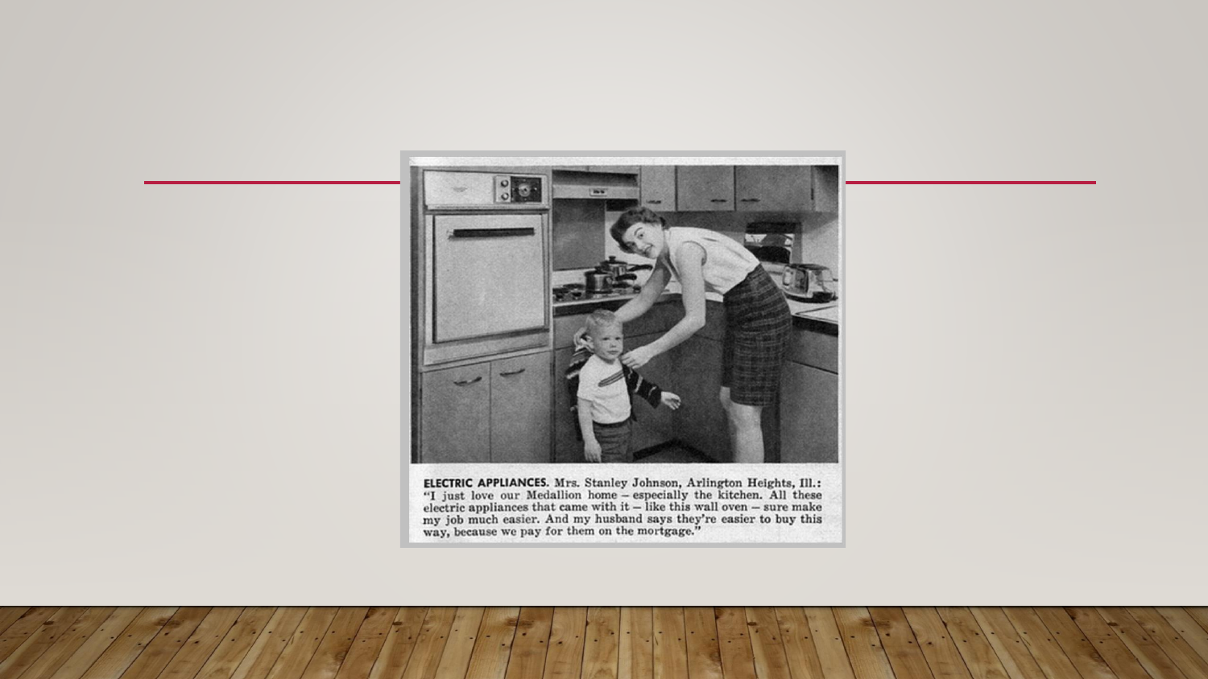**ELECTRIC APPLIANCES.** Mrs. Stanley Johnson, Arlington Heights, Ill.: "I just love our Medallion home – especially the kitchen. All these electric appliances that came with it – like this wall oven – sure make my job much easier. And my husband says they're easier to buy this way, because we pay for them on the mortgage."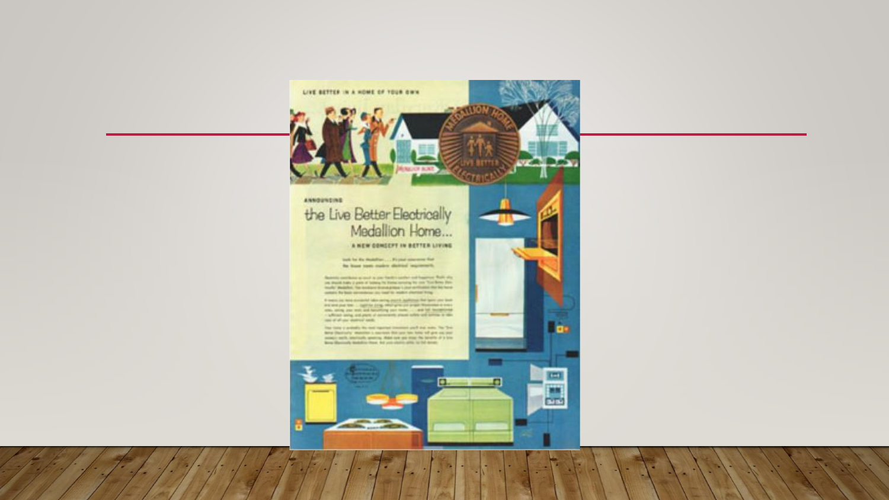LIVE BETTER IN A HOME OF YOUR OWN

ANNOUNCING

# the Live Better Electrically Medallion Home...

A NEW CONCEPT IN BETTER LIVING

MEDALLION HOME

LIVE BETTER ELECTRICALLY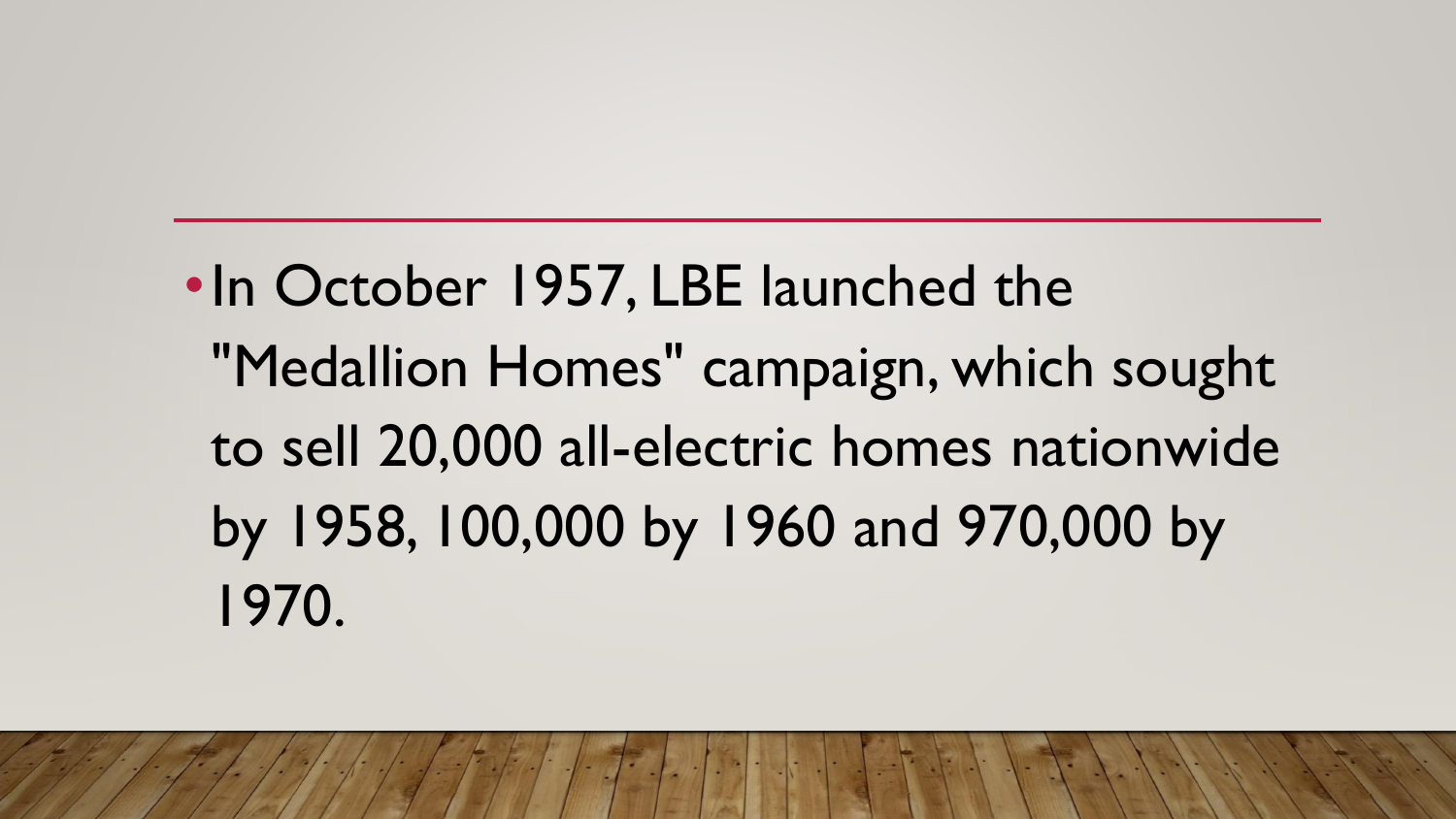- In October 1957, LBE launched the "Medallion Homes" campaign, which sought to sell 20,000 all-electric homes nationwide by 1958, 100,000 by 1960 and 970,000 by 1970.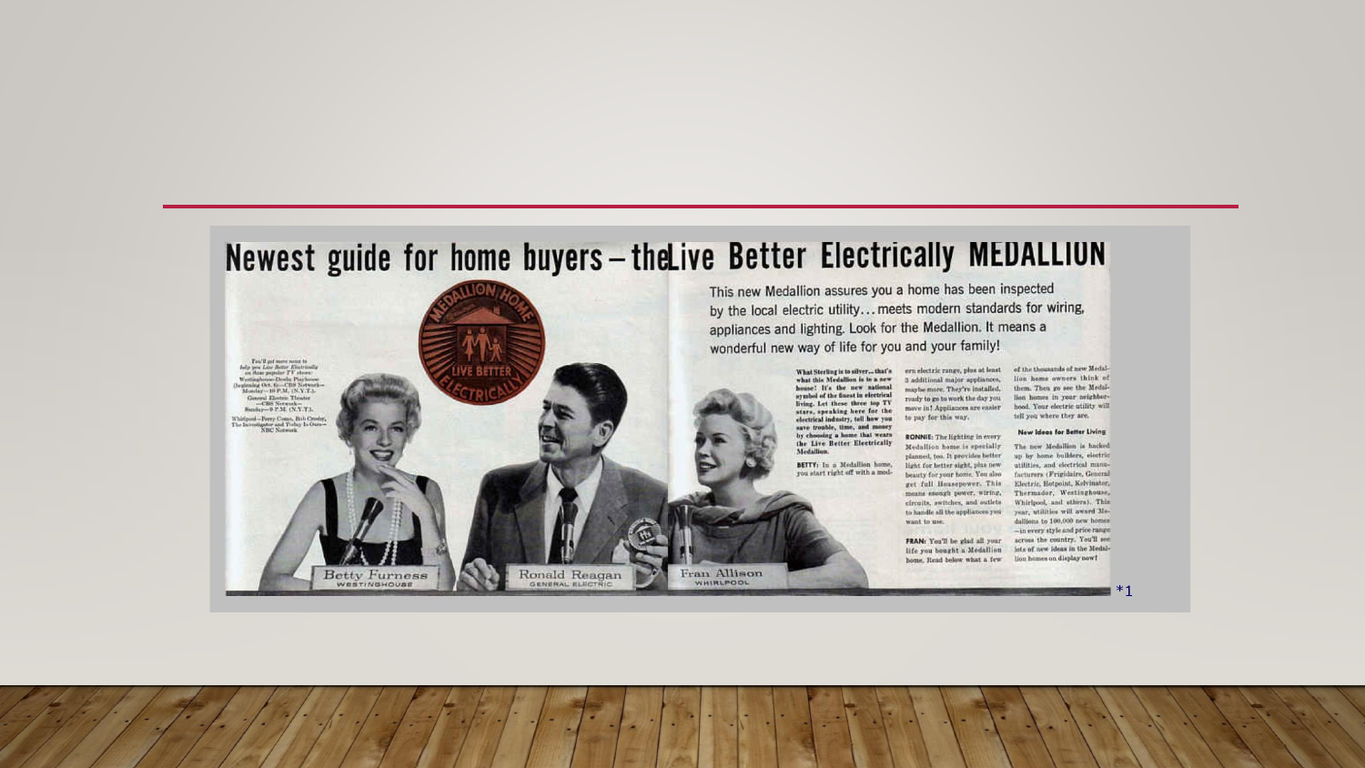# Newest guide for home buyers – the Live Better Electrically MEDALLION

This new Medallion assures you a home has been inspected by the local electric utility... meets modern standards for wiring, appliances and lighting. Look for the Medallion. It means a wonderful new way of life for you and your family!

MEDALLION HOME

LIVE BETTER ELECTRICALLY

You'll get more news to help you Live Better Electrically on these popular TV shows: Westinghouse-Desilu Playhouse (beginning Oct. 6)—CBS Network—Monday—10 P.M. (N.Y.T.). General Electric Theater—CBS Network—Sunday—9 P.M. (N.Y.T.). Whirlpool—Perry Como, Bob Crosby, The Investigator and Today Is Ours—NBC Network

**What Sterling is to silver... that's what this Medallion is to a new house! It's the new national symbol of the finest in electrical living. Let these three top TV stars, speaking here for the electrical industry, tell how you save trouble, time, and money by choosing a home that wears the Live Better Electrically Medallion.**

**BETTY:** In a Medallion home, you start right off with a modern electric range, plus at least 3 additional major appliances, maybe more. They're installed, ready to go to work the day you move in! Appliances are easier to pay for this way.

**RONNIE:** The lighting in every Medallion home is specially planned, too. It provides better light for better sight, plus new beauty for your home. You also get full Housepower. This means enough power, wiring, circuits, switches, and outlets to handle all the appliances you want to use.

**FRAN:** You'll be glad all your life you bought a Medallion home. Read below what a few of the thousands of new Medallion home owners think of them. Then go see the Medallion homes in your neighborhood. Your electric utility will tell you where they are.

**New Ideas for Better Living**

The new Medallion is backed up by home builders, electric utilities, and electrical manufacturers (Frigidaire, General Electric, Hotpoint, Kelvinator, Thermador, Westinghouse, Whirlpool, and others). This year, utilities will award Medallions to 100,000 new homes—in every style and price range across the country. You'll see lots of new ideas in the Medallion homes on display now!

Betty Furness WESTINGHOUSE | Ronald Reagan GENERAL ELECTRIC | Fran Allison WHIRLPOOL

*1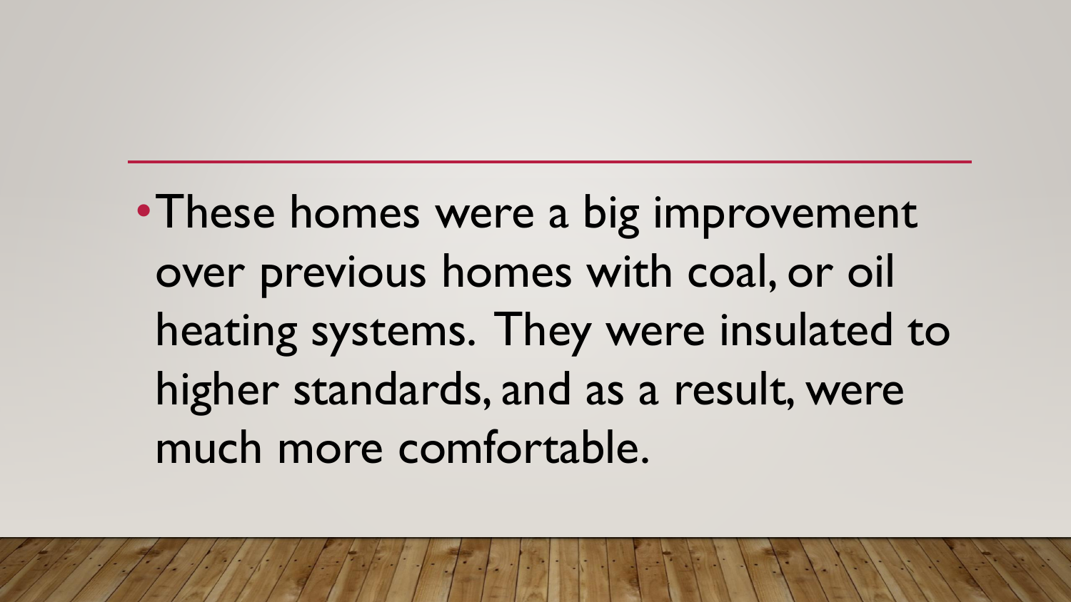- These homes were a big improvement over previous homes with coal, or oil heating systems. They were insulated to higher standards, and as a result, were much more comfortable.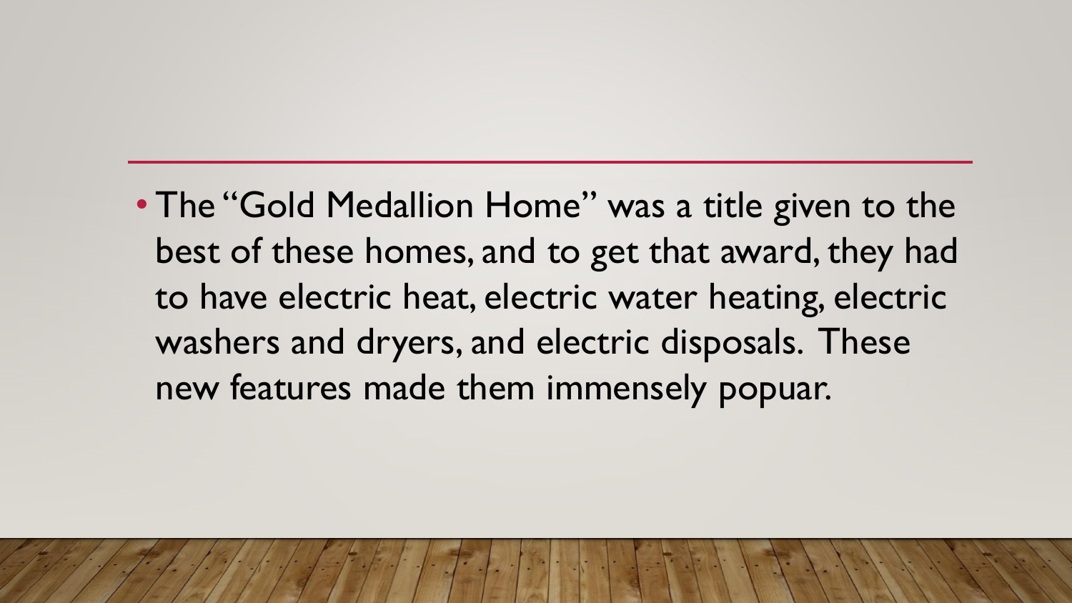- The "Gold Medallion Home" was a title given to the best of these homes, and to get that award, they had to have electric heat, electric water heating, electric washers and dryers, and electric disposals. These new features made them immensely popuar.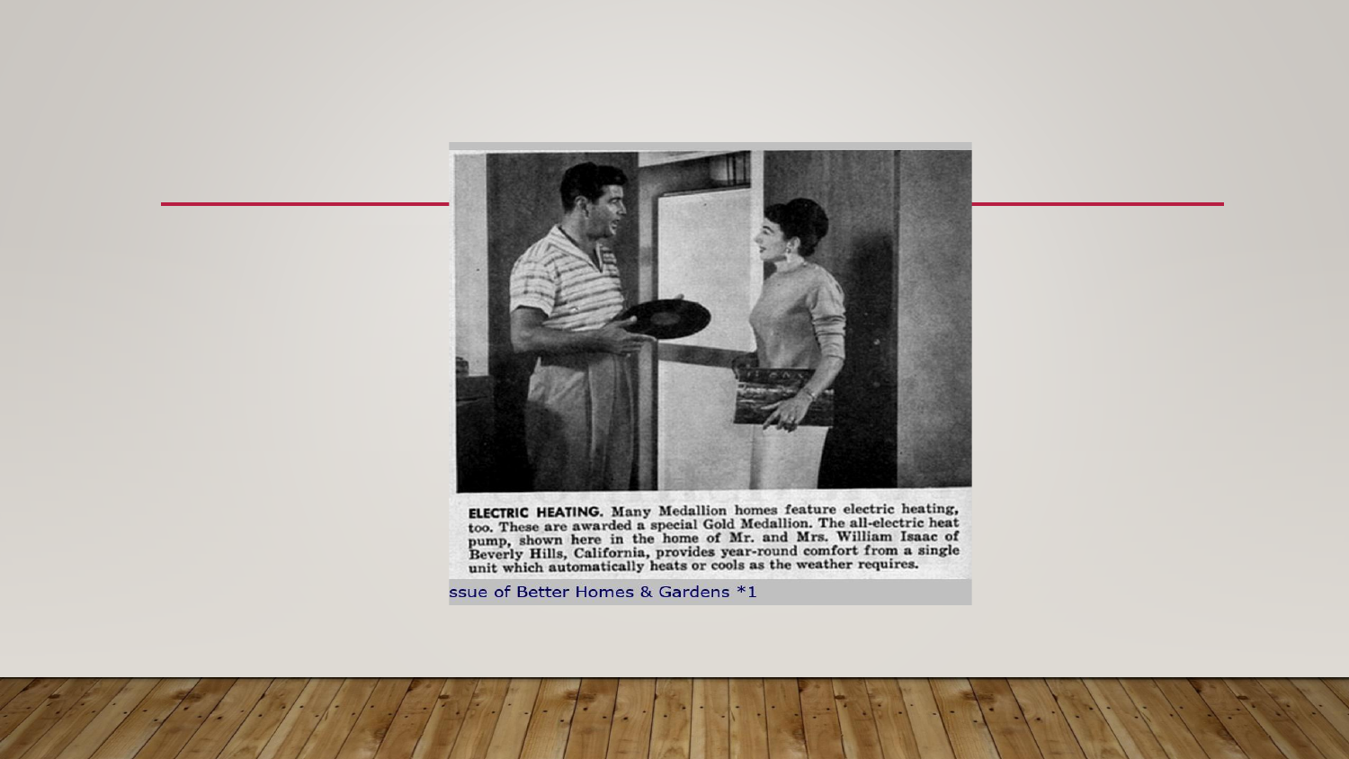**ELECTRIC HEATING.** Many Medallion homes feature electric heating, too. These are awarded a special Gold Medallion. The all-electric heat pump, shown here in the home of Mr. and Mrs. William Isaac of Beverly Hills, California, provides year-round comfort from a single unit which automatically heats or cools as the weather requires.

ssue of Better Homes & Gardens *1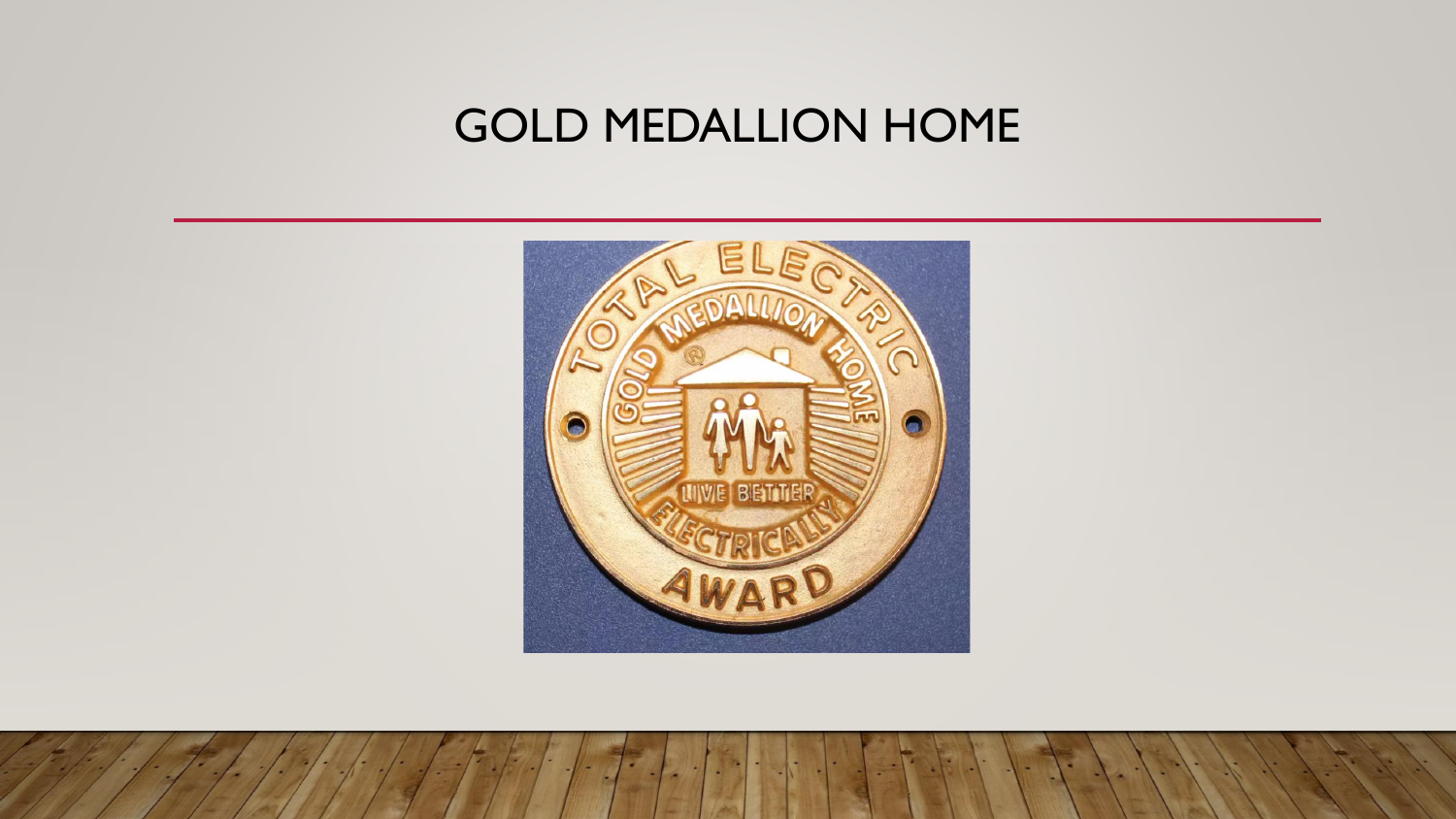# GOLD MEDALLION HOME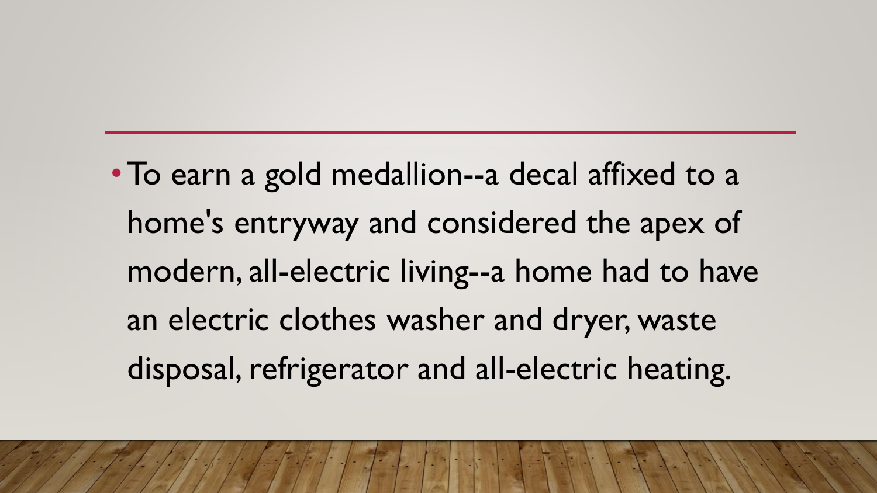- To earn a gold medallion--a decal affixed to a home's entryway and considered the apex of modern, all-electric living--a home had to have an electric clothes washer and dryer, waste disposal, refrigerator and all-electric heating.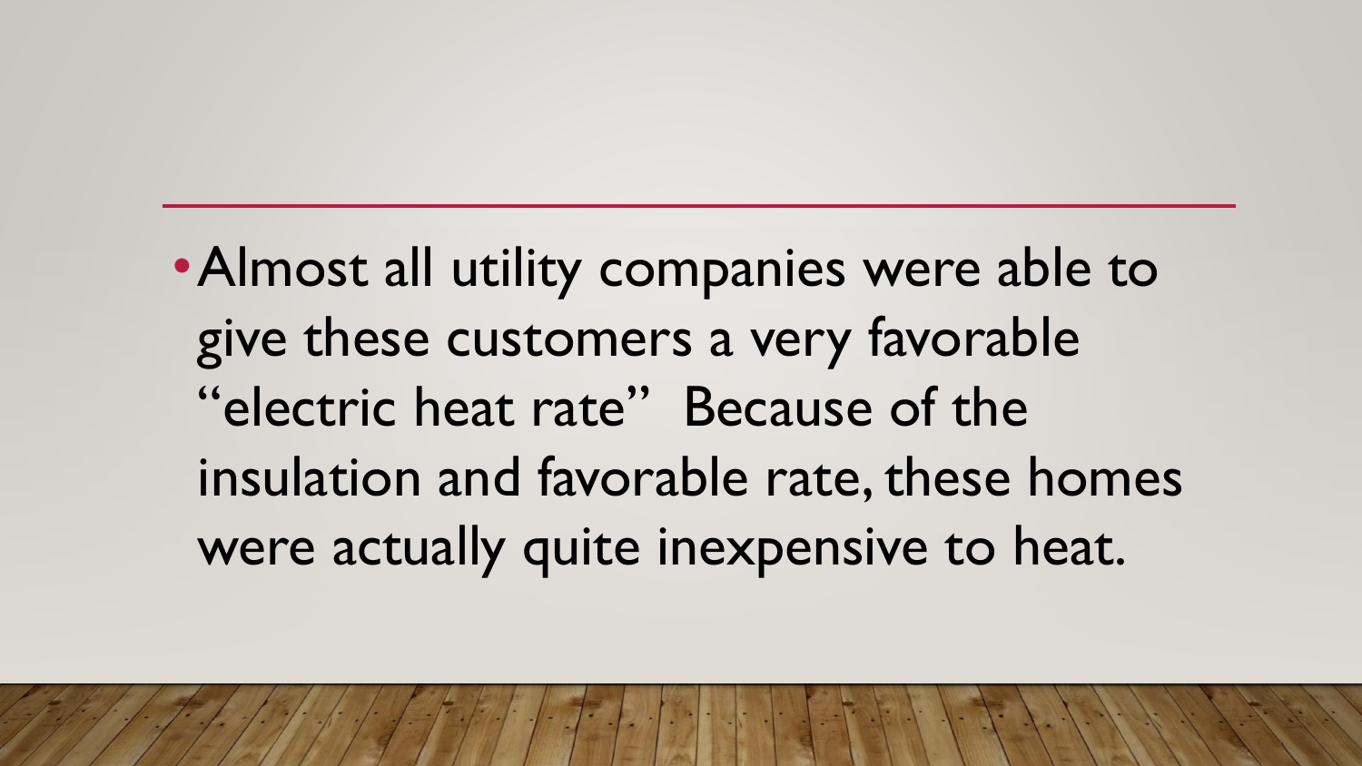- Almost all utility companies were able to give these customers a very favorable "electric heat rate" Because of the insulation and favorable rate, these homes were actually quite inexpensive to heat.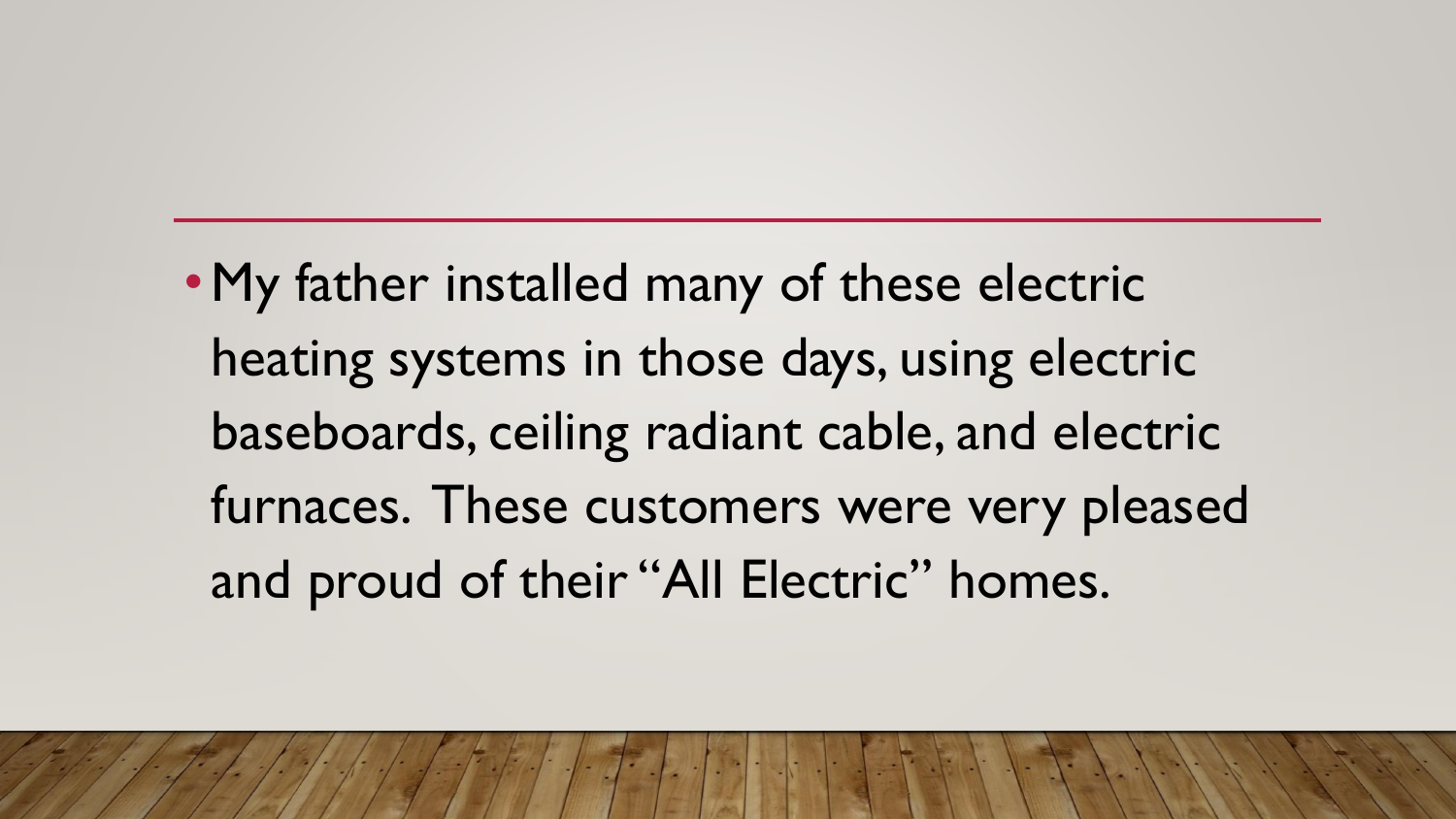- My father installed many of these electric heating systems in those days, using electric baseboards, ceiling radiant cable, and electric furnaces. These customers were very pleased and proud of their "All Electric" homes.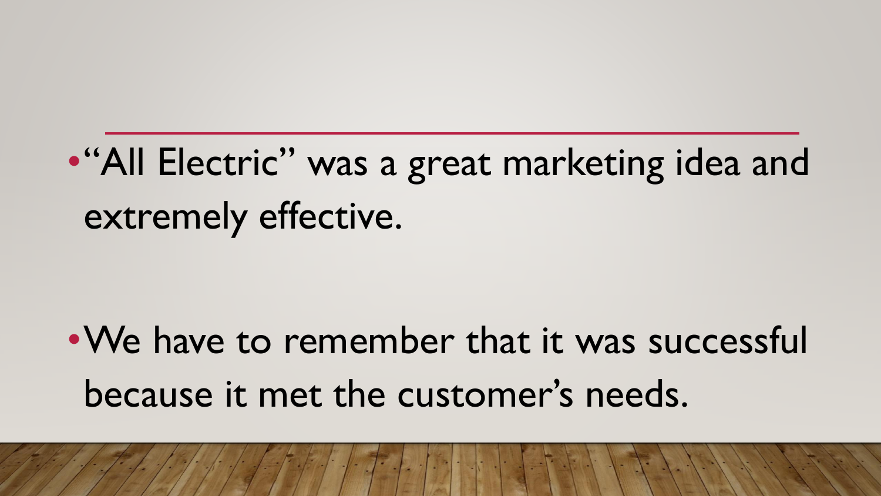- "All Electric" was a great marketing idea and extremely effective.

- We have to remember that it was successful because it met the customer's needs.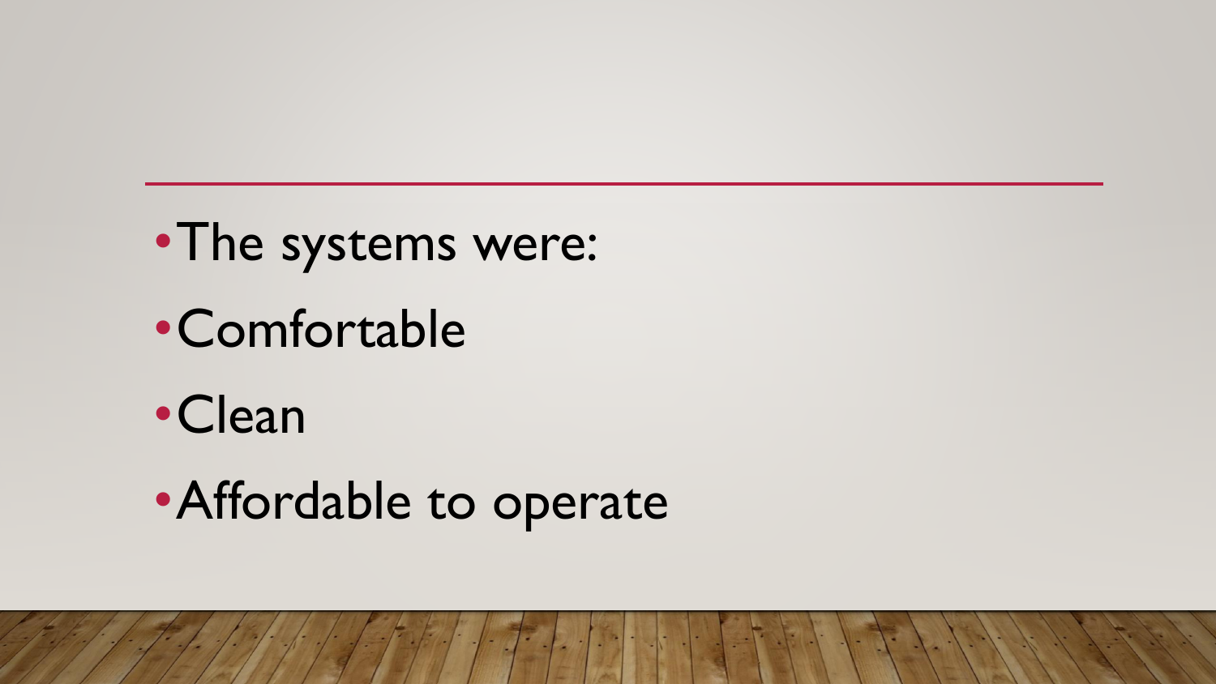- The systems were:
- Comfortable
- Clean
- Affordable to operate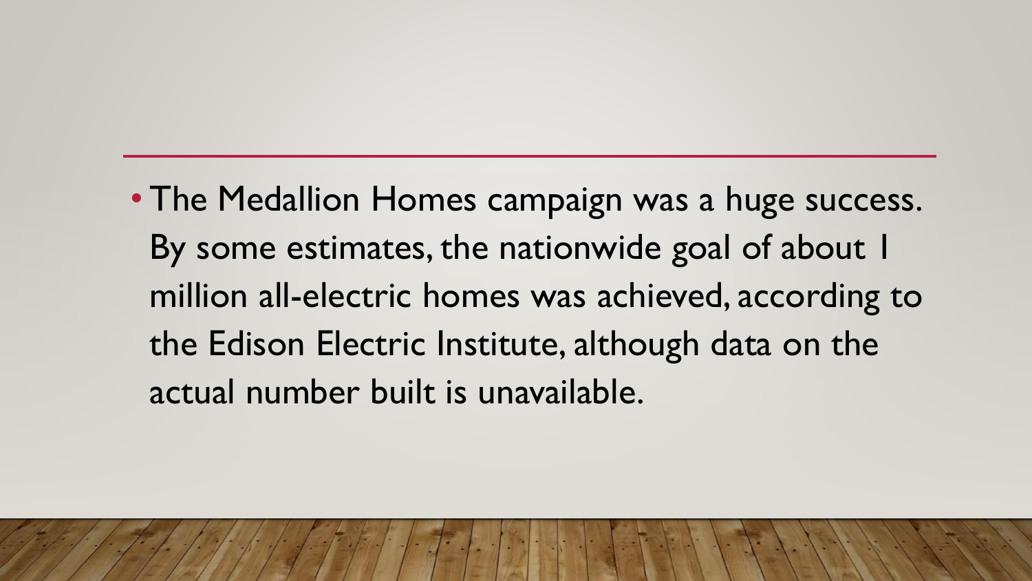- The Medallion Homes campaign was a huge success. By some estimates, the nationwide goal of about 1 million all-electric homes was achieved, according to the Edison Electric Institute, although data on the actual number built is unavailable.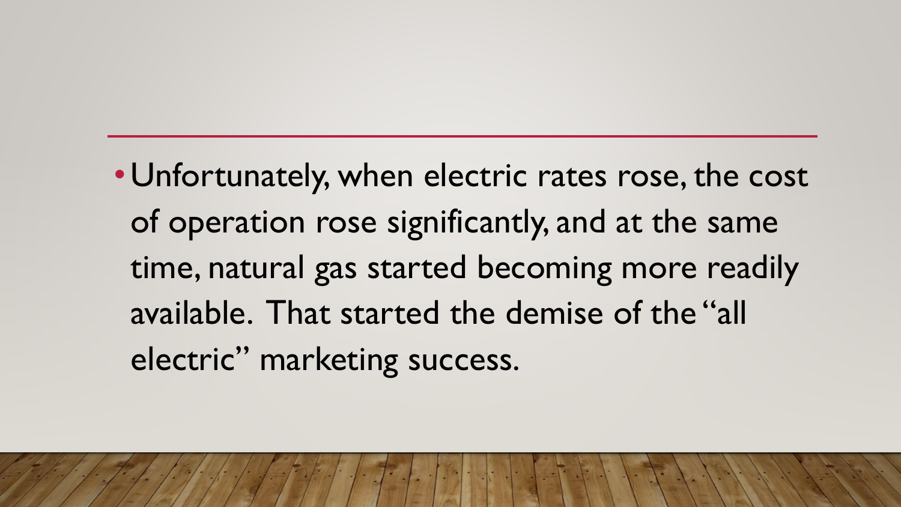- Unfortunately, when electric rates rose, the cost of operation rose significantly, and at the same time, natural gas started becoming more readily available. That started the demise of the "all electric" marketing success.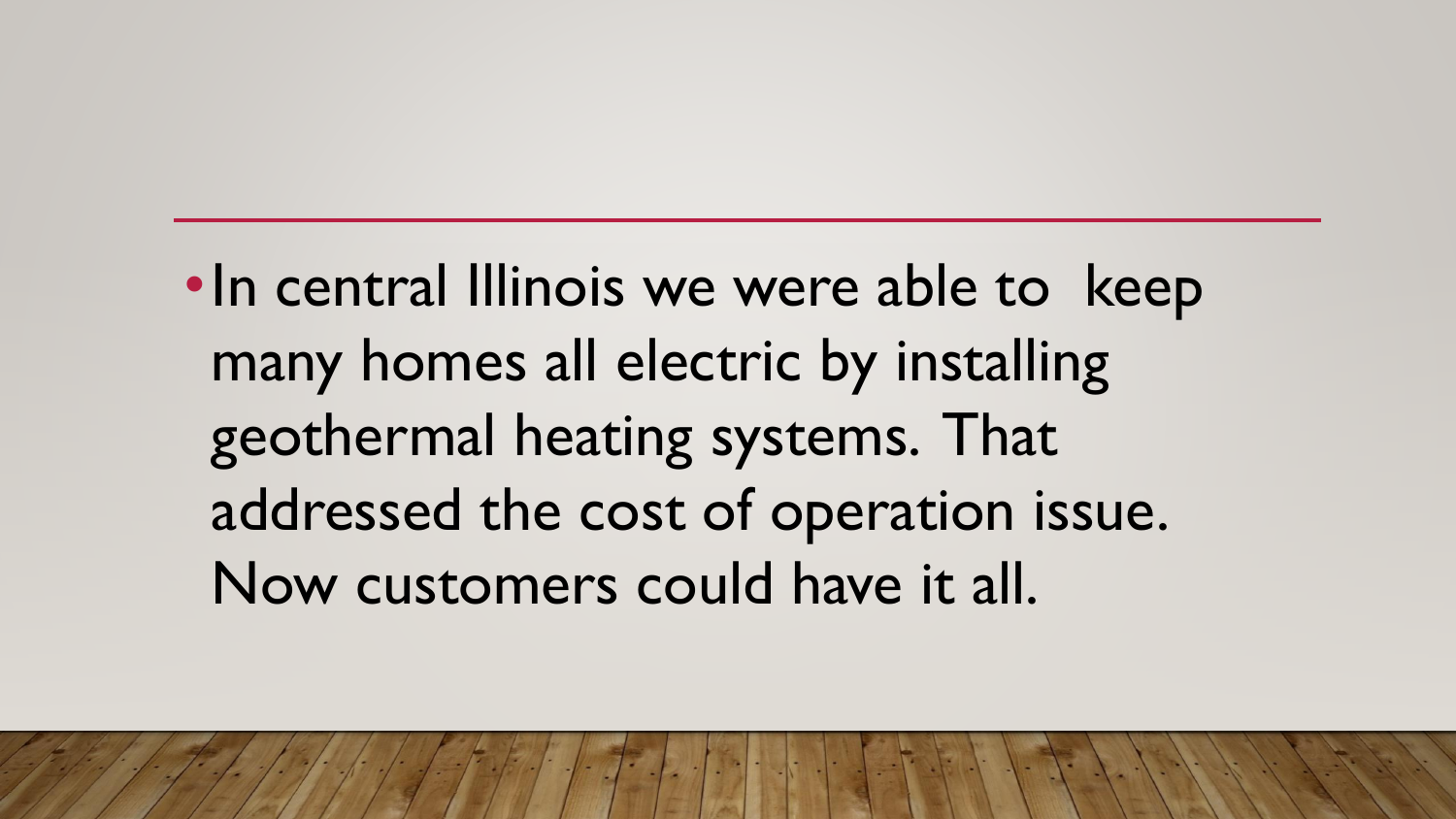- In central Illinois we were able to keep many homes all electric by installing geothermal heating systems. That addressed the cost of operation issue. Now customers could have it all.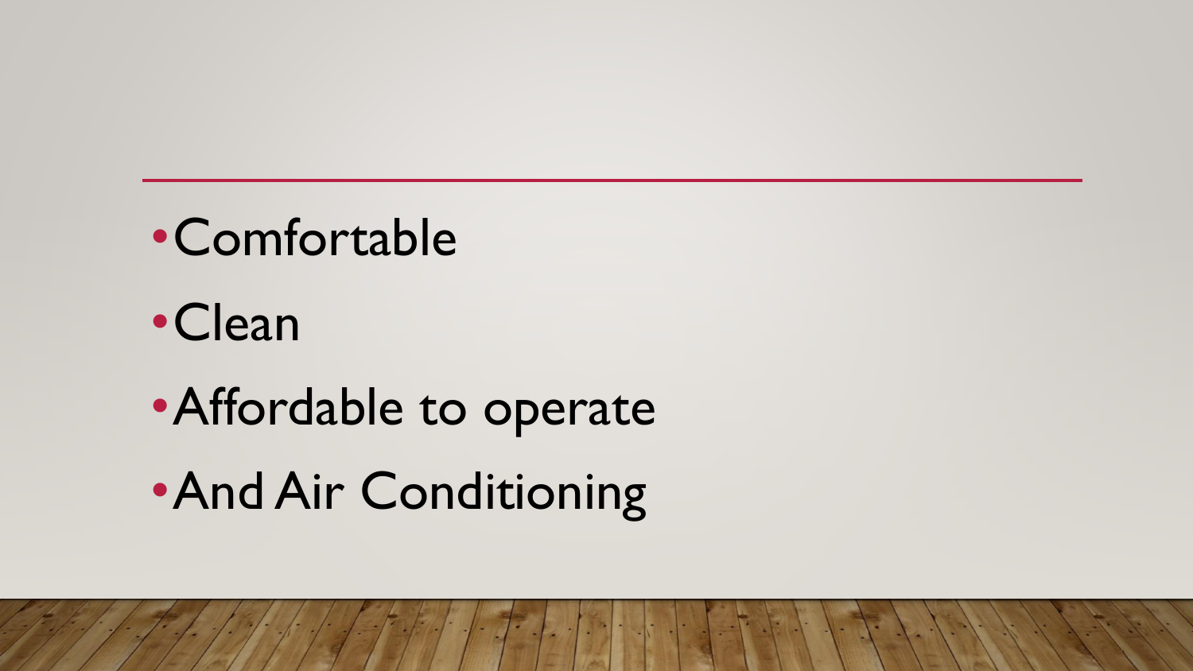- Comfortable
- Clean
- Affordable to operate
- And Air Conditioning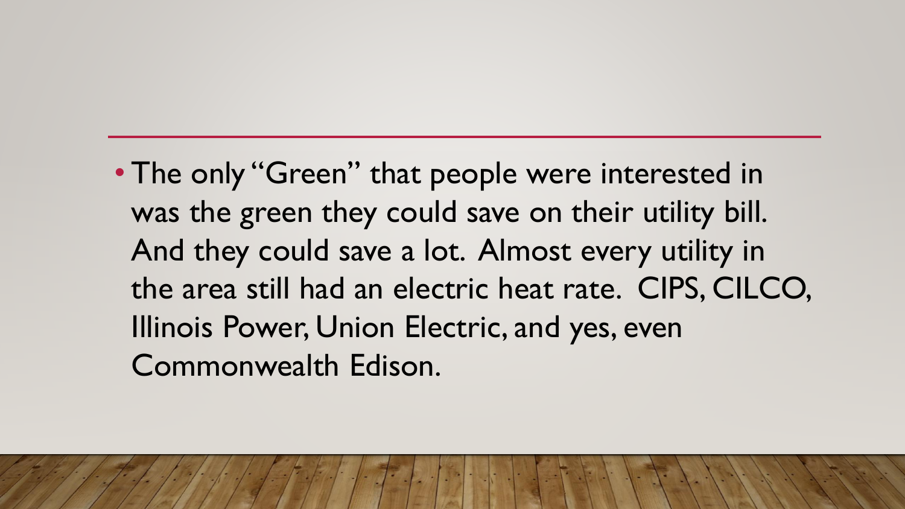- The only "Green" that people were interested in was the green they could save on their utility bill. And they could save a lot. Almost every utility in the area still had an electric heat rate. CIPS, CILCO, Illinois Power, Union Electric, and yes, even Commonwealth Edison.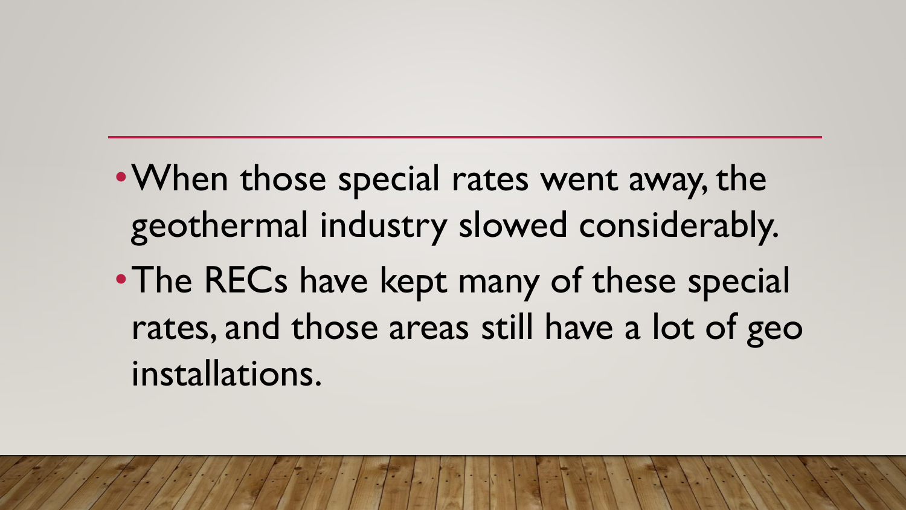- When those special rates went away, the geothermal industry slowed considerably.
- The RECs have kept many of these special rates, and those areas still have a lot of geo installations.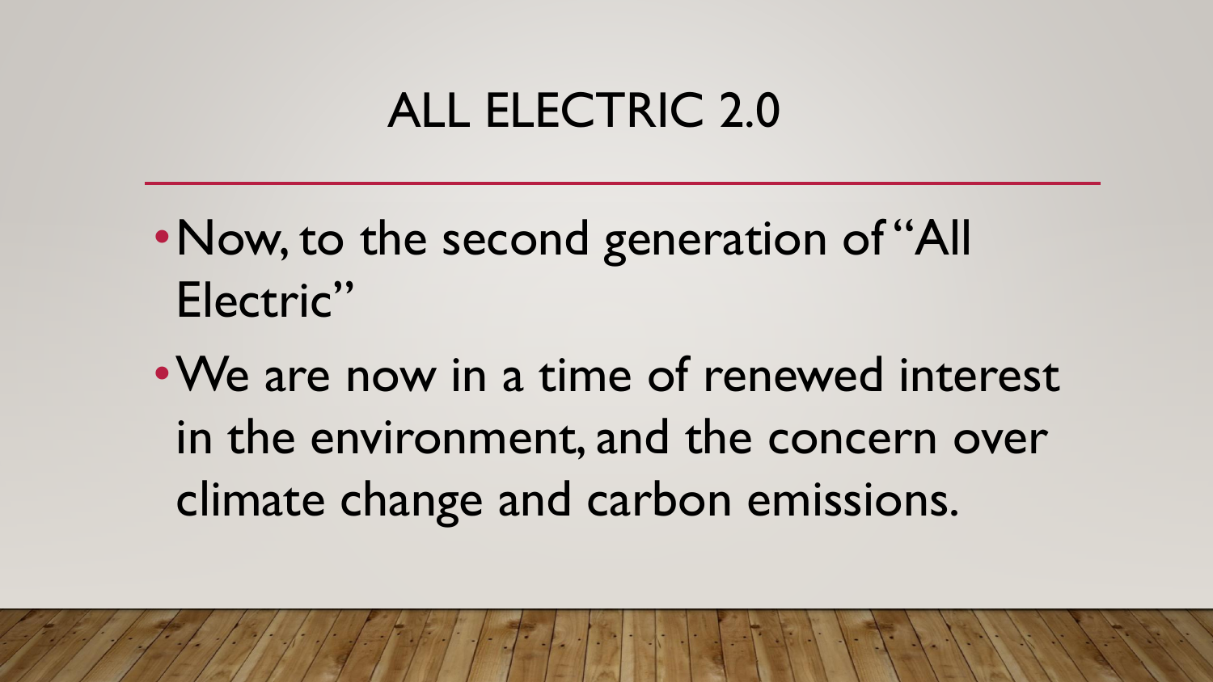# ALL ELECTRIC 2.0

- Now, to the second generation of "All Electric"
- We are now in a time of renewed interest in the environment, and the concern over climate change and carbon emissions.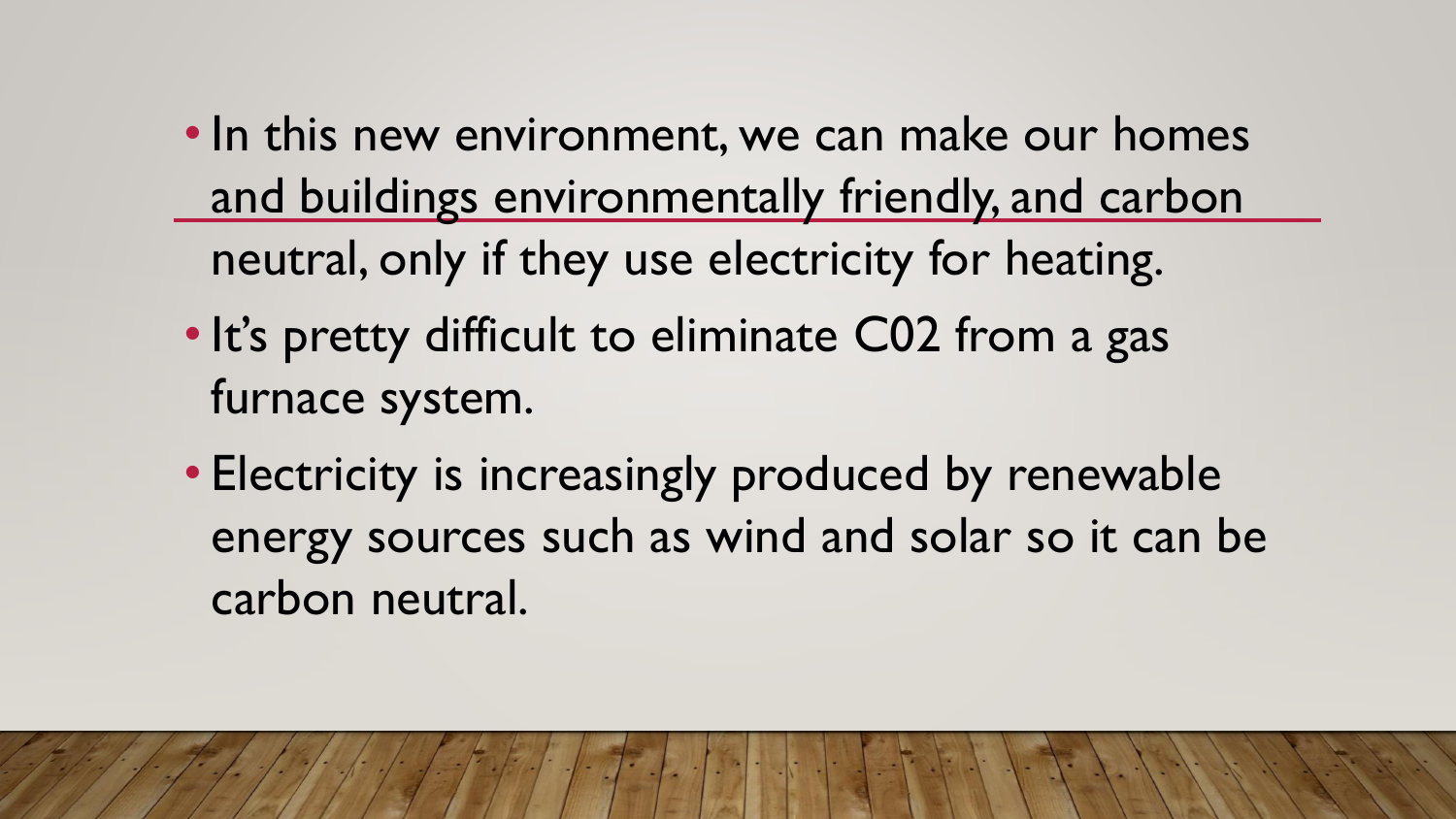- In this new environment, we can make our homes and buildings environmentally friendly, and carbon neutral, only if they use electricity for heating.
- It's pretty difficult to eliminate C02 from a gas furnace system.
- Electricity is increasingly produced by renewable energy sources such as wind and solar so it can be carbon neutral.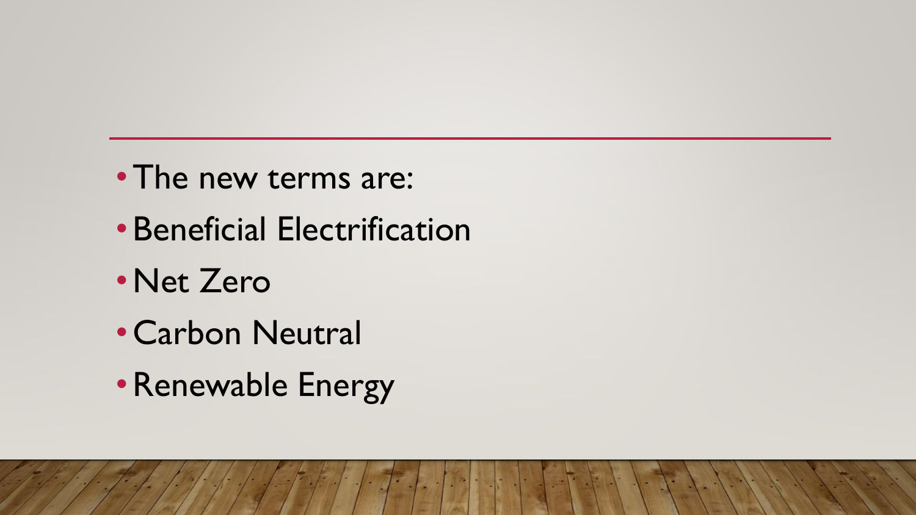- The new terms are:
- Beneficial Electrification
- Net Zero
- Carbon Neutral
- Renewable Energy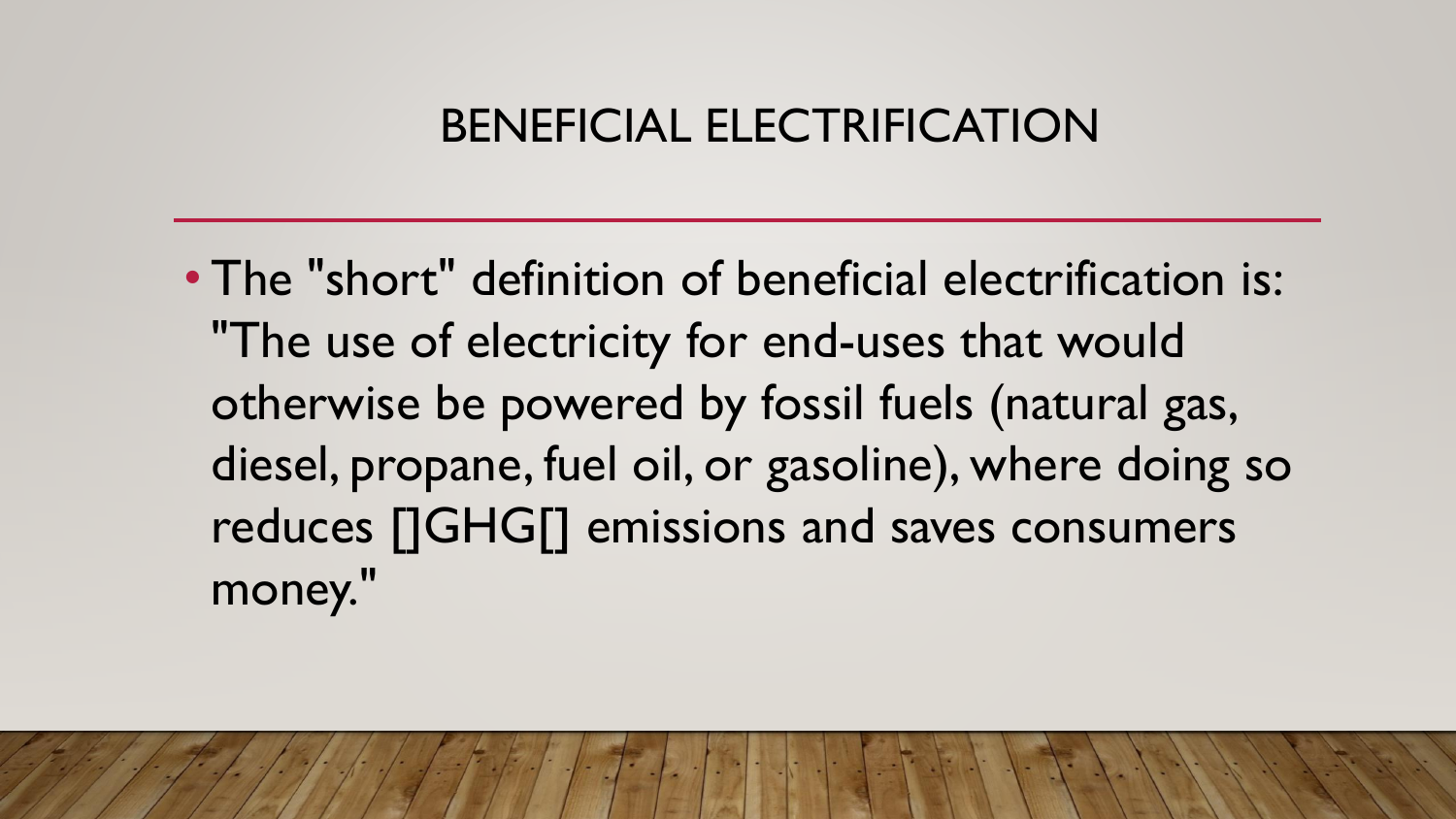# BENEFICIAL ELECTRIFICATION

- The "short" definition of beneficial electrification is: "The use of electricity for end-uses that would otherwise be powered by fossil fuels (natural gas, diesel, propane, fuel oil, or gasoline), where doing so reduces []GHG[] emissions and saves consumers money."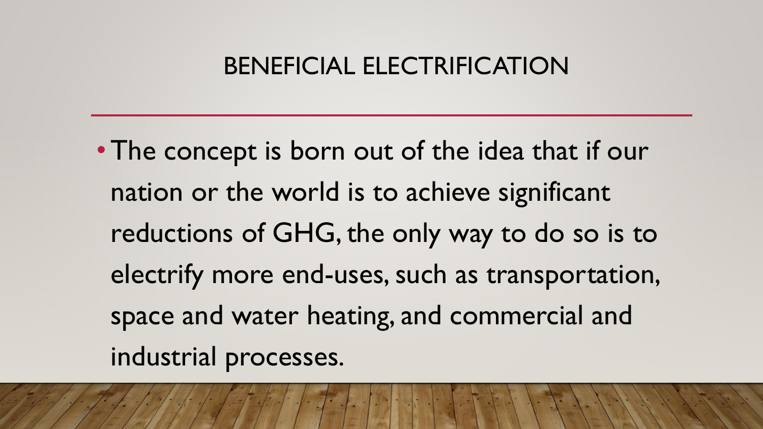# BENEFICIAL ELECTRIFICATION

- The concept is born out of the idea that if our nation or the world is to achieve significant reductions of GHG, the only way to do so is to electrify more end-uses, such as transportation, space and water heating, and commercial and industrial processes.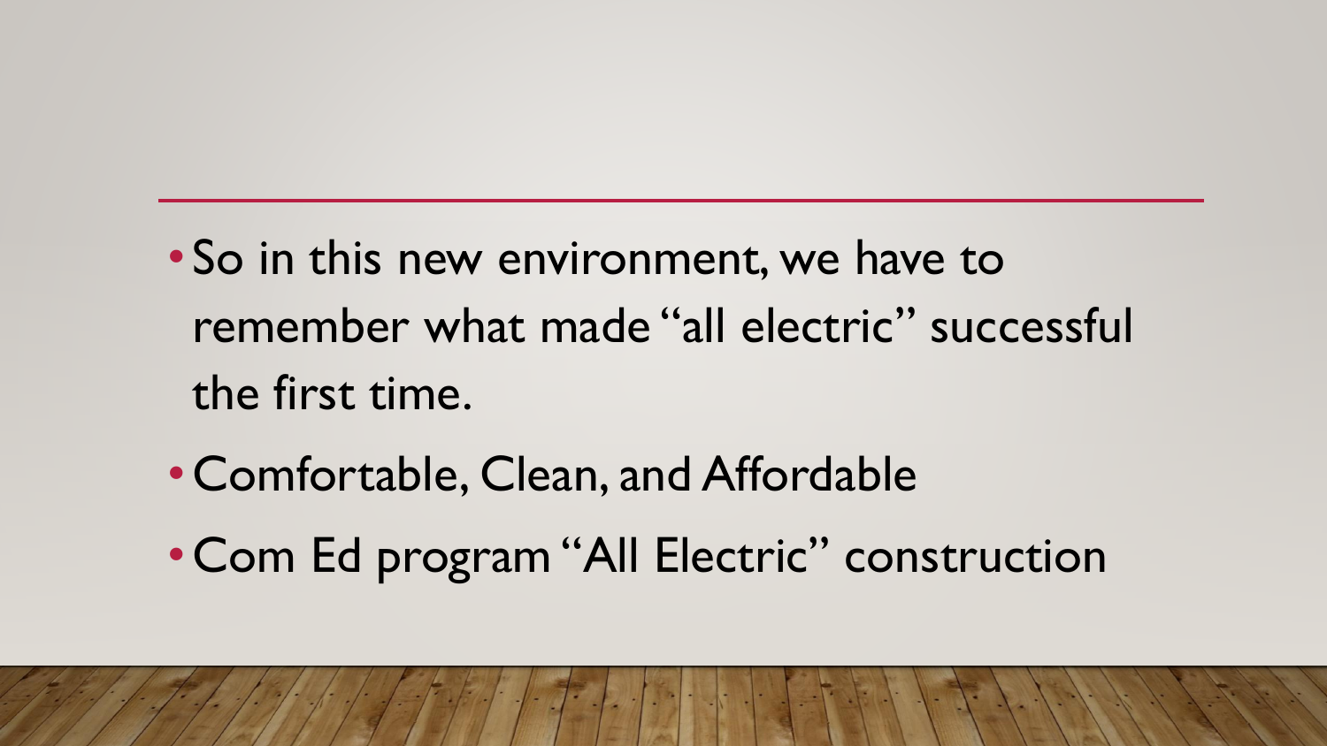- So in this new environment, we have to remember what made "all electric" successful the first time.
- Comfortable, Clean, and Affordable
- Com Ed program "All Electric" construction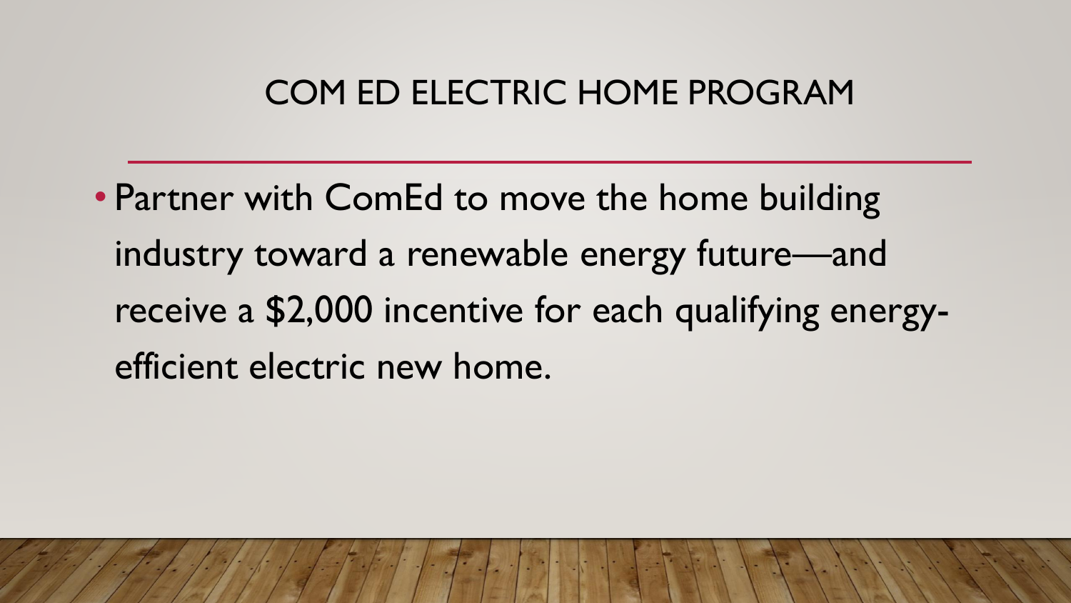# COM ED ELECTRIC HOME PROGRAM

- Partner with ComEd to move the home building industry toward a renewable energy future—and receive a $2,000 incentive for each qualifying energy-efficient electric new home.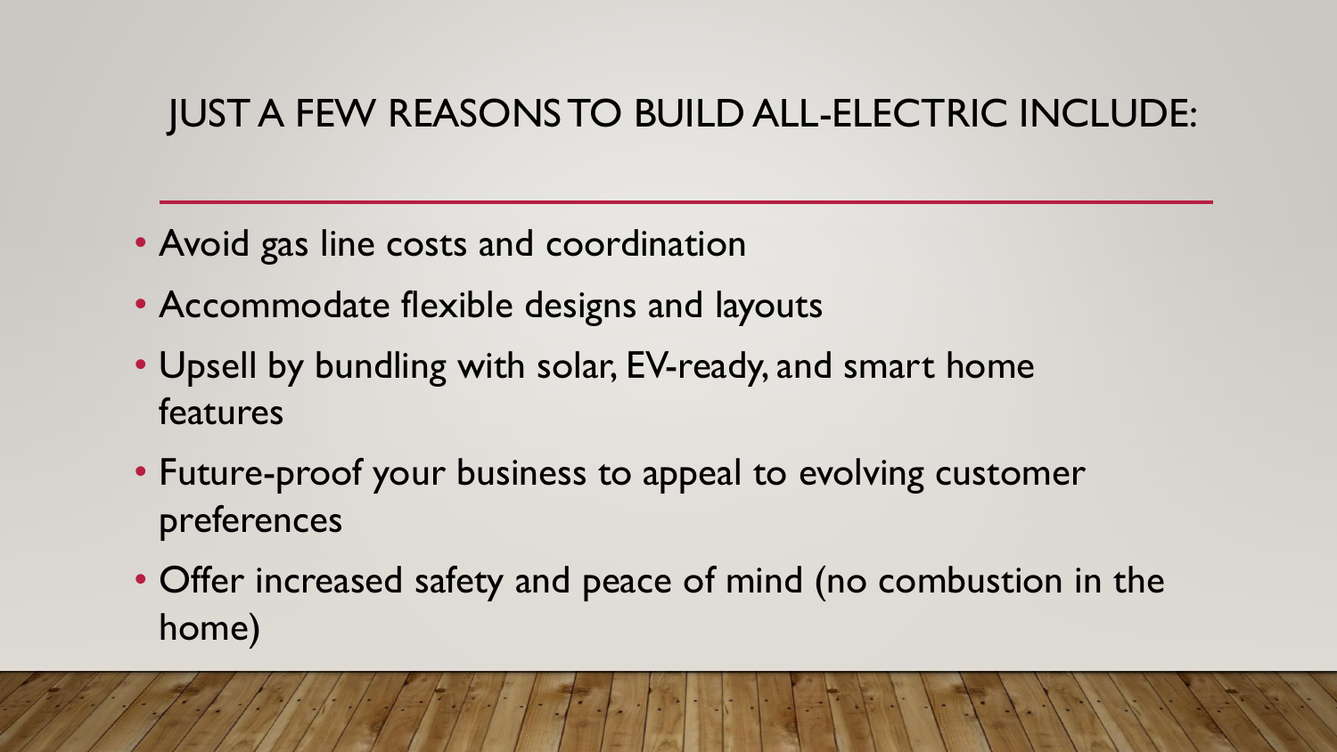# JUST A FEW REASONS TO BUILD ALL-ELECTRIC INCLUDE:

- Avoid gas line costs and coordination
- Accommodate flexible designs and layouts
- Upsell by bundling with solar, EV-ready, and smart home features
- Future-proof your business to appeal to evolving customer preferences
- Offer increased safety and peace of mind (no combustion in the home)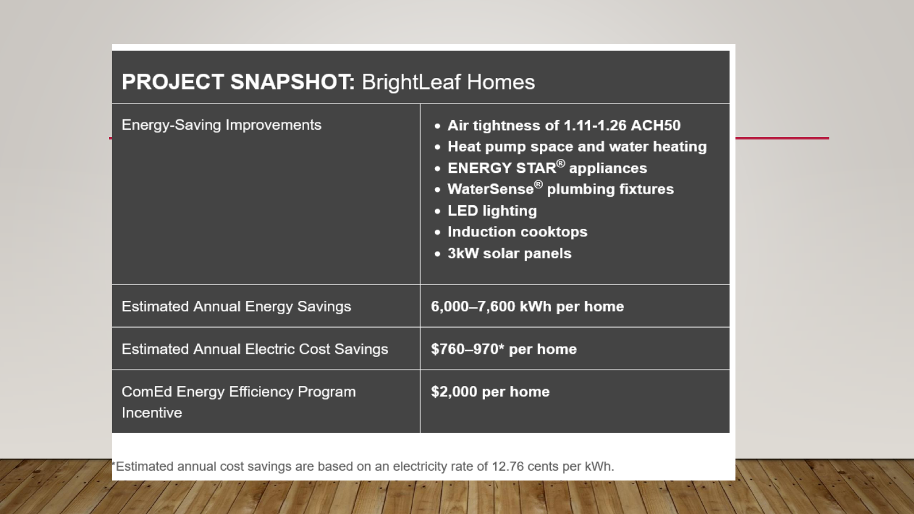## PROJECT SNAPSHOT: BrightLeaf Homes

| | |
|---|---|
| Energy-Saving Improvements | • **Air tightness of 1.11-1.26 ACH50**<br>• **Heat pump space and water heating**<br>• **ENERGY STAR® appliances**<br>• **WaterSense® plumbing fixtures**<br>• **LED lighting**<br>• **Induction cooktops**<br>• **3kW solar panels** |
| Estimated Annual Energy Savings | **6,000–7,600 kWh per home** |
| Estimated Annual Electric Cost Savings | **$760–970* per home** |
| ComEd Energy Efficiency Program Incentive | **$2,000 per home** |

*Estimated annual cost savings are based on an electricity rate of 12.76 cents per kWh.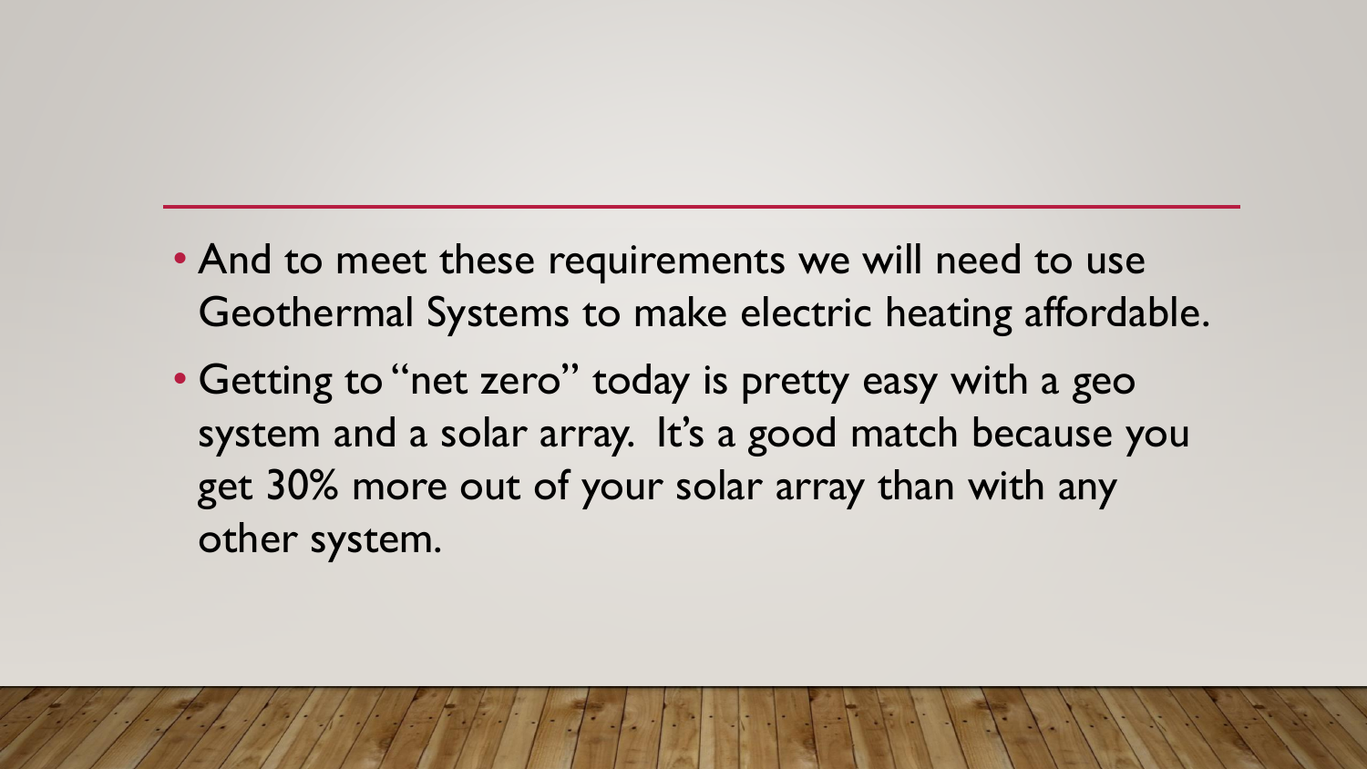- And to meet these requirements we will need to use Geothermal Systems to make electric heating affordable.
- Getting to "net zero" today is pretty easy with a geo system and a solar array. It's a good match because you get 30% more out of your solar array than with any other system.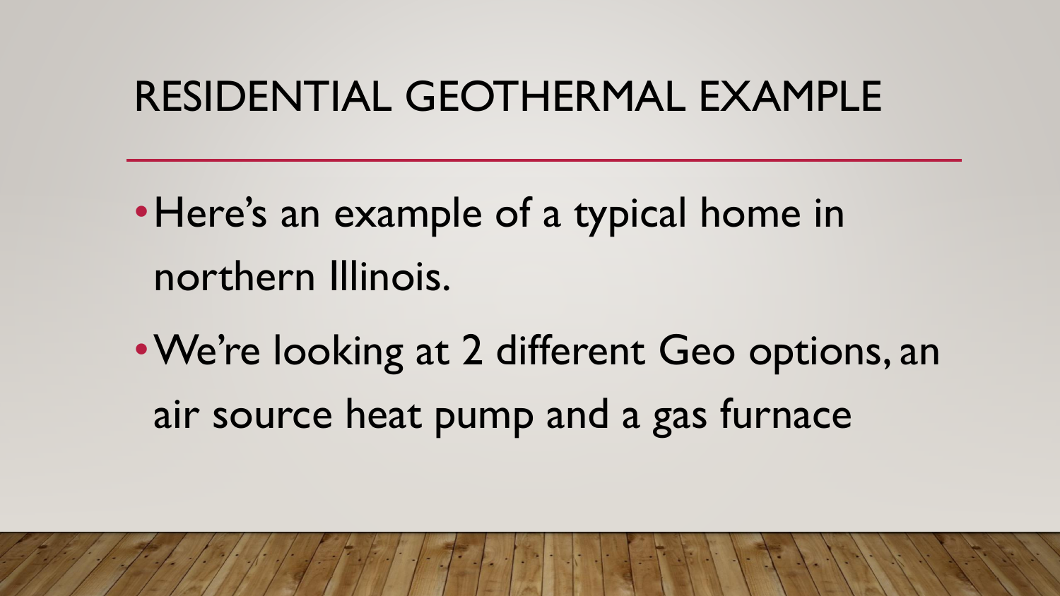# RESIDENTIAL GEOTHERMAL EXAMPLE

- Here's an example of a typical home in northern Illinois.
- We're looking at 2 different Geo options, an air source heat pump and a gas furnace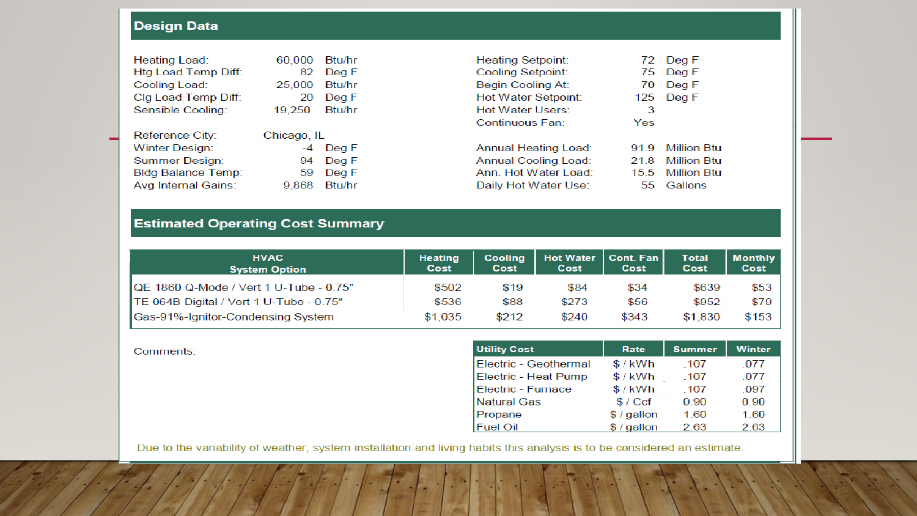## Design Data

| | | | | | |
|---|---|---|---|---|---|
| Heating Load: | 60,000 | Btu/hr | Heating Setpoint: | 72 | Deg F |
| Htg Load Temp Diff: | 82 | Deg F | Cooling Setpoint: | 75 | Deg F |
| Cooling Load: | 25,000 | Btu/hr | Begin Cooling At: | 70 | Deg F |
| Clg Load Temp Diff: | 20 | Deg F | Hot Water Setpoint: | 125 | Deg F |
| Sensible Cooling: | 19,250 | Btu/hr | Hot Water Users: | 3 | |
| | | | Continuous Fan: | Yes | |
| Reference City: | Chicago, IL | | | | |
| Winter Design: | -4 | Deg F | Annual Heating Load: | 91.9 | Million Btu |
| Summer Design: | 94 | Deg F | Annual Cooling Load: | 21.8 | Million Btu |
| Bldg Balance Temp: | 59 | Deg F | Ann. Hot Water Load: | 15.5 | Million Btu |
| Avg Internal Gains: | 9,868 | Btu/hr | Daily Hot Water Use: | 55 | Gallons |

## Estimated Operating Cost Summary

| HVAC System Option | Heating Cost | Cooling Cost | Hot Water Cost | Cont. Fan Cost | Total Cost | Monthly Cost |
|---|---|---|---|---|---|---|
| QE 1860 Q-Mode / Vert 1 U-Tube - 0.75" | $502 | $19 | $84 | $34 | $639 | $53 |
| TE 064B Digital / Vert 1 U-Tube - 0.75" | $536 | $88 | $273 | $56 | $952 | $79 |
| Gas-91%-Ignitor-Condensing System | $1,035 | $212 | $240 | $343 | $1,830 | $153 |

Comments:

| Utility Cost | Rate | Summer | Winter |
|---|---|---|---|
| Electric - Geothermal | $ / kWh | .107 | .077 |
| Electric - Heat Pump | $ / kWh | .107 | .077 |
| Electric - Furnace | $ / kWh | .107 | .097 |
| Natural Gas | $ / Ccf | 0.90 | 0.90 |
| Propane | $ / gallon | 1.60 | 1.60 |
| Fuel Oil | $ / gallon | 2.63 | 2.63 |

Due to the variability of weather, system installation and living habits this analysis is to be considered an estimate.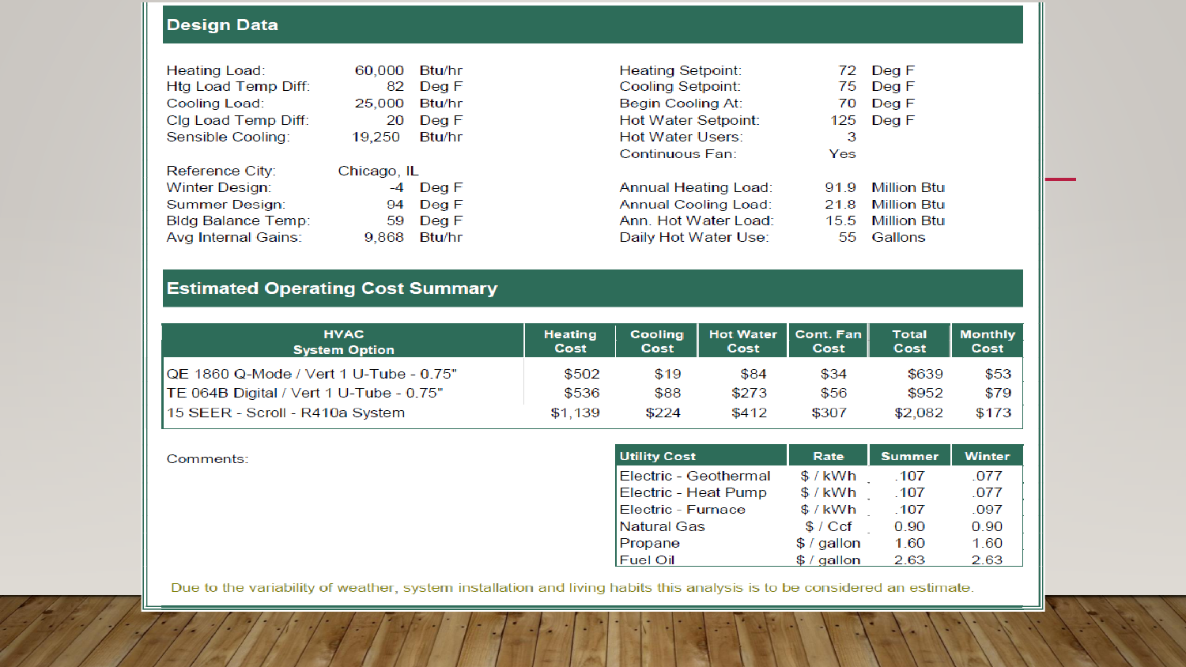## Design Data

| | | |
|---|---|---|
| Heating Load: | 60,000 | Btu/hr |
| Htg Load Temp Diff: | 82 | Deg F |
| Cooling Load: | 25,000 | Btu/hr |
| Clg Load Temp Diff: | 20 | Deg F |
| Sensible Cooling: | 19,250 | Btu/hr |
| Reference City: | Chicago, IL | |
| Winter Design: | -4 | Deg F |
| Summer Design: | 94 | Deg F |
| Bldg Balance Temp: | 59 | Deg F |
| Avg Internal Gains: | 9,868 | Btu/hr |

| | | |
|---|---|---|
| Heating Setpoint: | 72 | Deg F |
| Cooling Setpoint: | 75 | Deg F |
| Begin Cooling At: | 70 | Deg F |
| Hot Water Setpoint: | 125 | Deg F |
| Hot Water Users: | 3 | |
| Continuous Fan: | Yes | |
| Annual Heating Load: | 91.9 | Million Btu |
| Annual Cooling Load: | 21.8 | Million Btu |
| Ann. Hot Water Load: | 15.5 | Million Btu |
| Daily Hot Water Use: | 55 | Gallons |

## Estimated Operating Cost Summary

| HVAC System Option | Heating Cost | Cooling Cost | Hot Water Cost | Cont. Fan Cost | Total Cost | Monthly Cost |
|---|---|---|---|---|---|---|
| QE 1860 Q-Mode / Vert 1 U-Tube - 0.75" | $502 | $19 | $84 | $34 | $639 | $53 |
| TE 064B Digital / Vert 1 U-Tube - 0.75" | $536 | $88 | $273 | $56 | $952 | $79 |
| 15 SEER - Scroll - R410a System | $1,139 | $224 | $412 | $307 | $2,082 | $173 |

Comments:

| Utility Cost | Rate | Summer | Winter |
|---|---|---|---|
| Electric - Geothermal | $ / kWh | .107 | .077 |
| Electric - Heat Pump | $ / kWh | .107 | .077 |
| Electric - Furnace | $ / kWh | .107 | .097 |
| Natural Gas | $ / Ccf | 0.90 | 0.90 |
| Propane | $ / gallon | 1.60 | 1.60 |
| Fuel Oil | $ / gallon | 2.63 | 2.63 |

Due to the variability of weather, system installation and living habits this analysis is to be considered an estimate.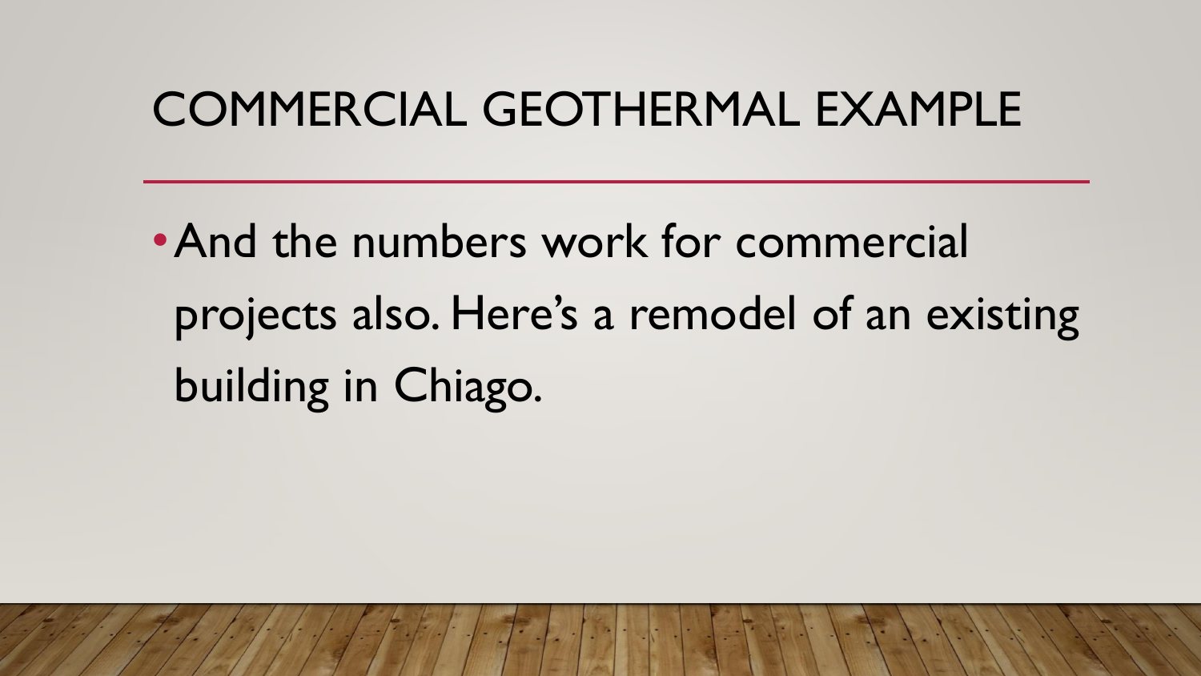# COMMERCIAL GEOTHERMAL EXAMPLE

- And the numbers work for commercial projects also. Here's a remodel of an existing building in Chiago.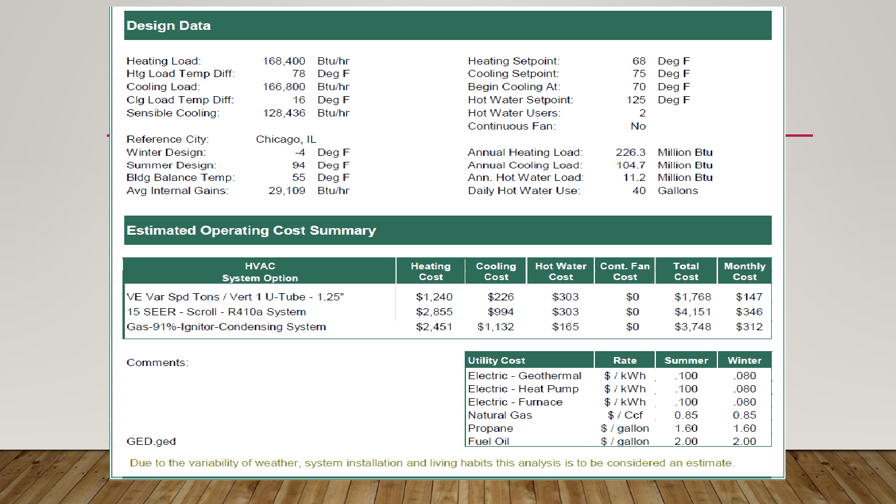## Design Data

| | | | | | |
|---|---|---|---|---|---|
| Heating Load: | 168,400 | Btu/hr | Heating Setpoint: | 68 | Deg F |
| Htg Load Temp Diff: | 78 | Deg F | Cooling Setpoint: | 75 | Deg F |
| Cooling Load: | 166,800 | Btu/hr | Begin Cooling At: | 70 | Deg F |
| Clg Load Temp Diff: | 16 | Deg F | Hot Water Setpoint: | 125 | Deg F |
| Sensible Cooling: | 128,436 | Btu/hr | Hot Water Users: | 2 | |
| | | | Continuous Fan: | No | |
| Reference City: | Chicago, IL | | | | |
| Winter Design: | -4 | Deg F | Annual Heating Load: | 226.3 | Million Btu |
| Summer Design: | 94 | Deg F | Annual Cooling Load: | 104.7 | Million Btu |
| Bldg Balance Temp: | 55 | Deg F | Ann. Hot Water Load: | 11.2 | Million Btu |
| Avg Internal Gains: | 29,109 | Btu/hr | Daily Hot Water Use: | 40 | Gallons |

## Estimated Operating Cost Summary

| HVAC System Option | Heating Cost | Cooling Cost | Hot Water Cost | Cont. Fan Cost | Total Cost | Monthly Cost |
|---|---|---|---|---|---|---|
| VE Var Spd Tons / Vert 1 U-Tube - 1.25" | $1,240 | $226 | $303 | $0 | $1,768 | $147 |
| 15 SEER - Scroll - R410a System | $2,855 | $994 | $303 | $0 | $4,151 | $346 |
| Gas-91%-Ignitor-Condensing System | $2,451 | $1,132 | $165 | $0 | $3,748 | $312 |

Comments:

GED.ged

| Utility Cost | Rate | Summer | Winter |
|---|---|---|---|
| Electric - Geothermal | $ / kWh | .100 | .080 |
| Electric - Heat Pump | $ / kWh | .100 | .080 |
| Electric - Furnace | $ / kWh | .100 | .080 |
| Natural Gas | $ / Ccf | 0.85 | 0.85 |
| Propane | $ / gallon | 1.60 | 1.60 |
| Fuel Oil | $ / gallon | 2.00 | 2.00 |

Due to the variability of weather, system installation and living habits this analysis is to be considered an estimate.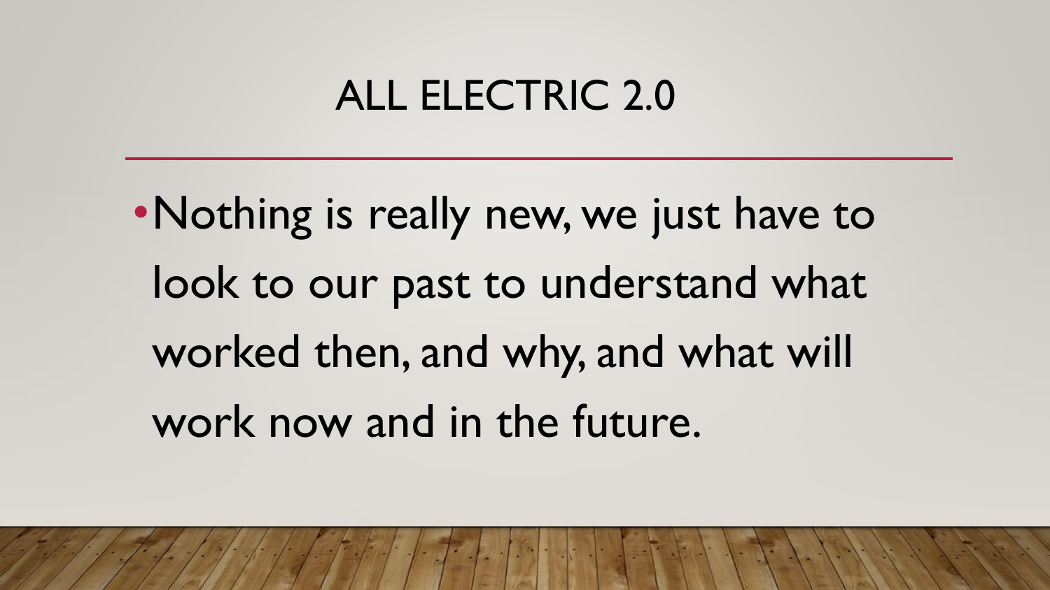# ALL ELECTRIC 2.0

- Nothing is really new, we just have to look to our past to understand what worked then, and why, and what will work now and in the future.